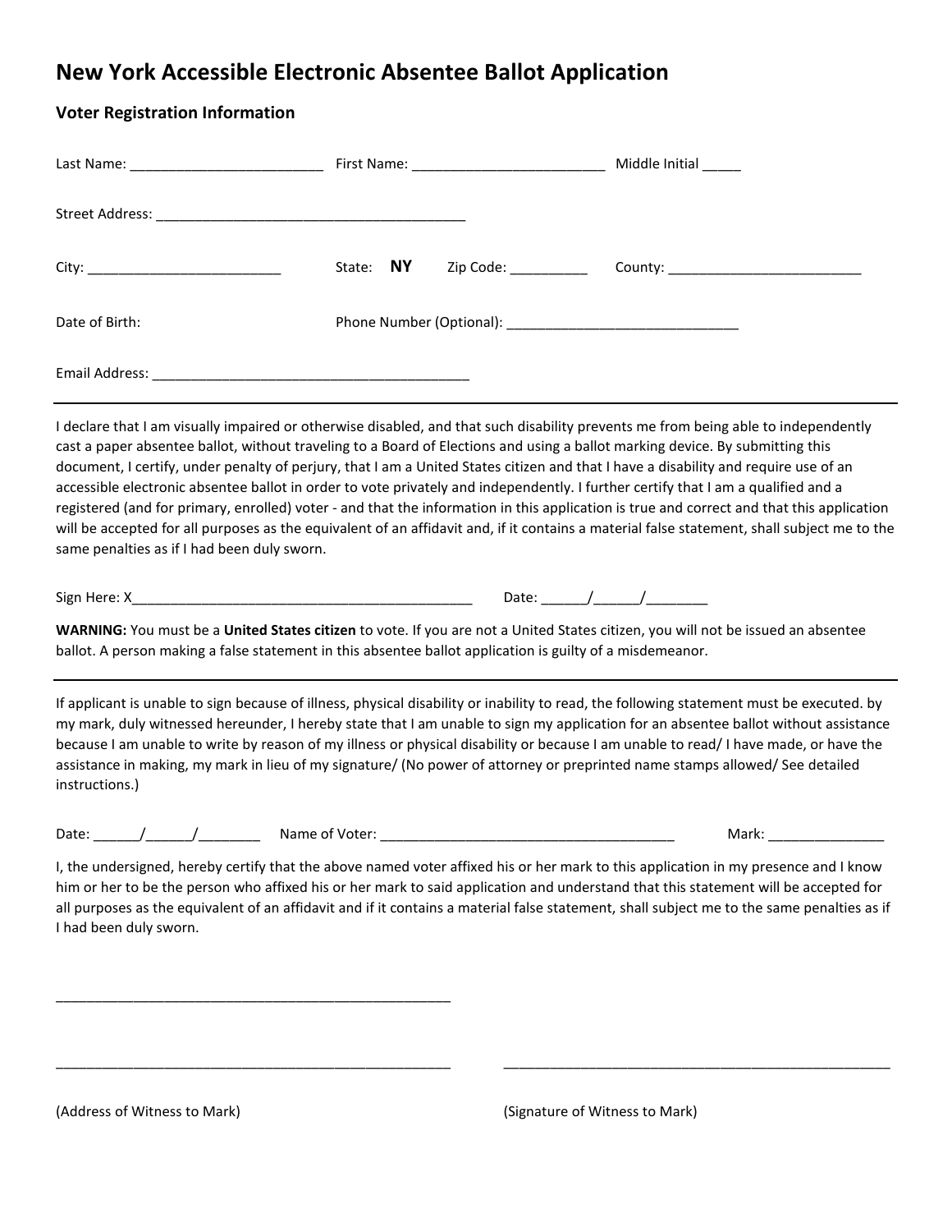# New York Accessible Electronic Absentee Ballot Application

## Voter Registration Information

Last Name: _________________________ First Name: _________________________ Middle Initial _____

Street Address: ________________________________________

City: _________________________ State: **NY** Zip Code: __________ County: _________________________

Date of Birth: Phone Number (Optional): ______________________________

Email Address: _________________________________________

---

I declare that I am visually impaired or otherwise disabled, and that such disability prevents me from being able to independently cast a paper absentee ballot, without traveling to a Board of Elections and using a ballot marking device. By submitting this document, I certify, under penalty of perjury, that I am a United States citizen and that I have a disability and require use of an accessible electronic absentee ballot in order to vote privately and independently. I further certify that I am a qualified and a registered (and for primary, enrolled) voter - and that the information in this application is true and correct and that this application will be accepted for all purposes as the equivalent of an affidavit and, if it contains a material false statement, shall subject me to the same penalties as if I had been duly sworn.

Sign Here: X_____________________________________________ Date: ______/______/________

**WARNING:** You must be a **United States citizen** to vote. If you are not a United States citizen, you will not be issued an absentee ballot. A person making a false statement in this absentee ballot application is guilty of a misdemeanor.

---

If applicant is unable to sign because of illness, physical disability or inability to read, the following statement must be executed. by my mark, duly witnessed hereunder, I hereby state that I am unable to sign my application for an absentee ballot without assistance because I am unable to write by reason of my illness or physical disability or because I am unable to read/ I have made, or have the assistance in making, my mark in lieu of my signature/ (No power of attorney or preprinted name stamps allowed/ See detailed instructions.)

Date: ______/______/________ Name of Voter: _______________________________________ Mark: _______________

I, the undersigned, hereby certify that the above named voter affixed his or her mark to this application in my presence and I know him or her to be the person who affixed his or her mark to said application and understand that this statement will be accepted for all purposes as the equivalent of an affidavit and if it contains a material false statement, shall subject me to the same penalties as if I had been duly sworn.

_____________________________________________________

_____________________________________________________ _____________________________________________________

(Address of Witness to Mark) (Signature of Witness to Mark)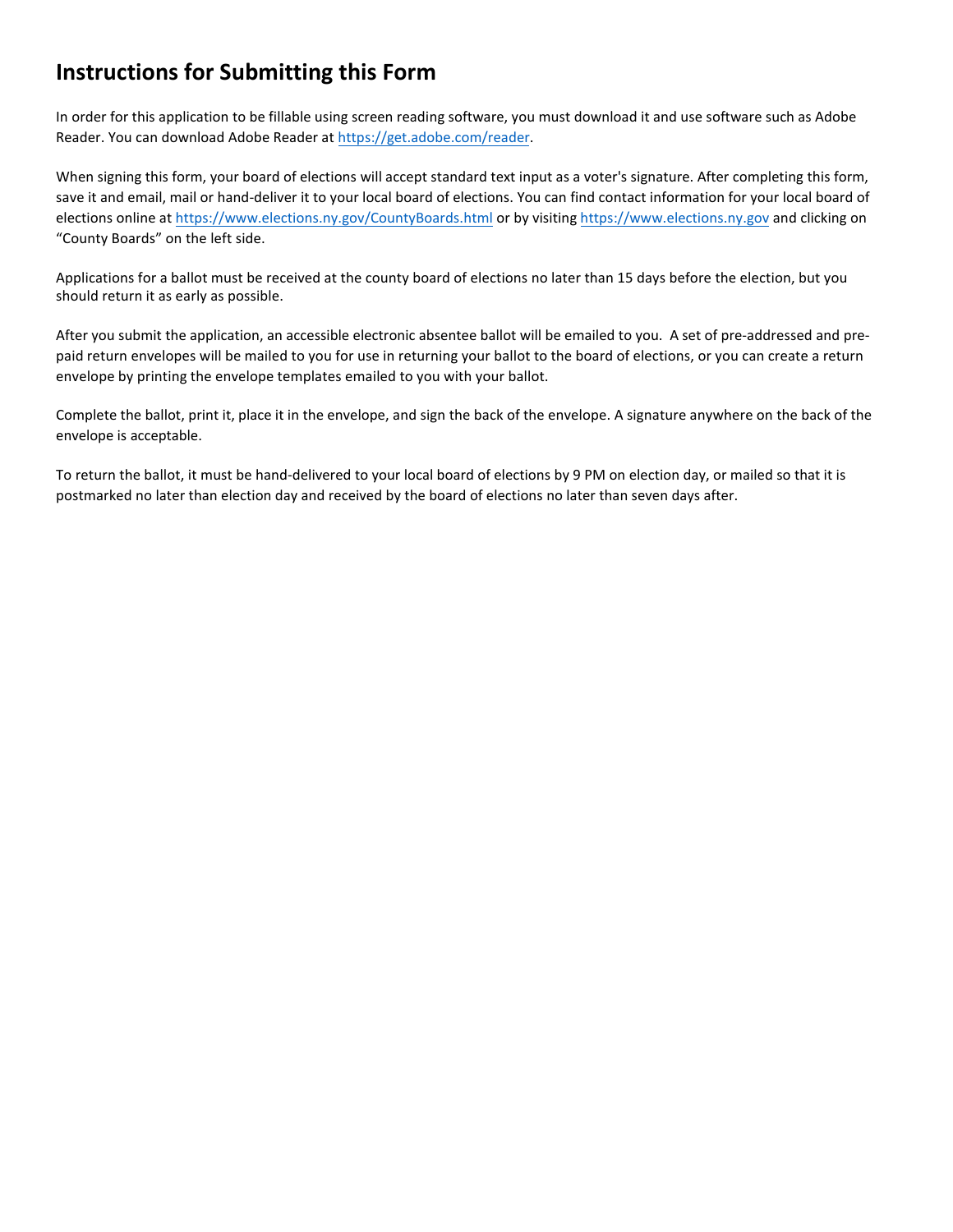## Instructions for Submitting this Form

In order for this application to be fillable using screen reading software, you must download it and use software such as Adobe Reader. You can download Adobe Reader at https://get.adobe.com/reader.

When signing this form, your board of elections will accept standard text input as a voter's signature. After completing this form, save it and email, mail or hand-deliver it to your local board of elections. You can find contact information for your local board of elections online at https://www.elections.ny.gov/CountyBoards.html or by visiting https://www.elections.ny.gov and clicking on "County Boards" on the left side.

Applications for a ballot must be received at the county board of elections no later than 15 days before the election, but you should return it as early as possible.

After you submit the application, an accessible electronic absentee ballot will be emailed to you. A set of pre-addressed and pre-paid return envelopes will be mailed to you for use in returning your ballot to the board of elections, or you can create a return envelope by printing the envelope templates emailed to you with your ballot.

Complete the ballot, print it, place it in the envelope, and sign the back of the envelope. A signature anywhere on the back of the envelope is acceptable.

To return the ballot, it must be hand-delivered to your local board of elections by 9 PM on election day, or mailed so that it is postmarked no later than election day and received by the board of elections no later than seven days after.